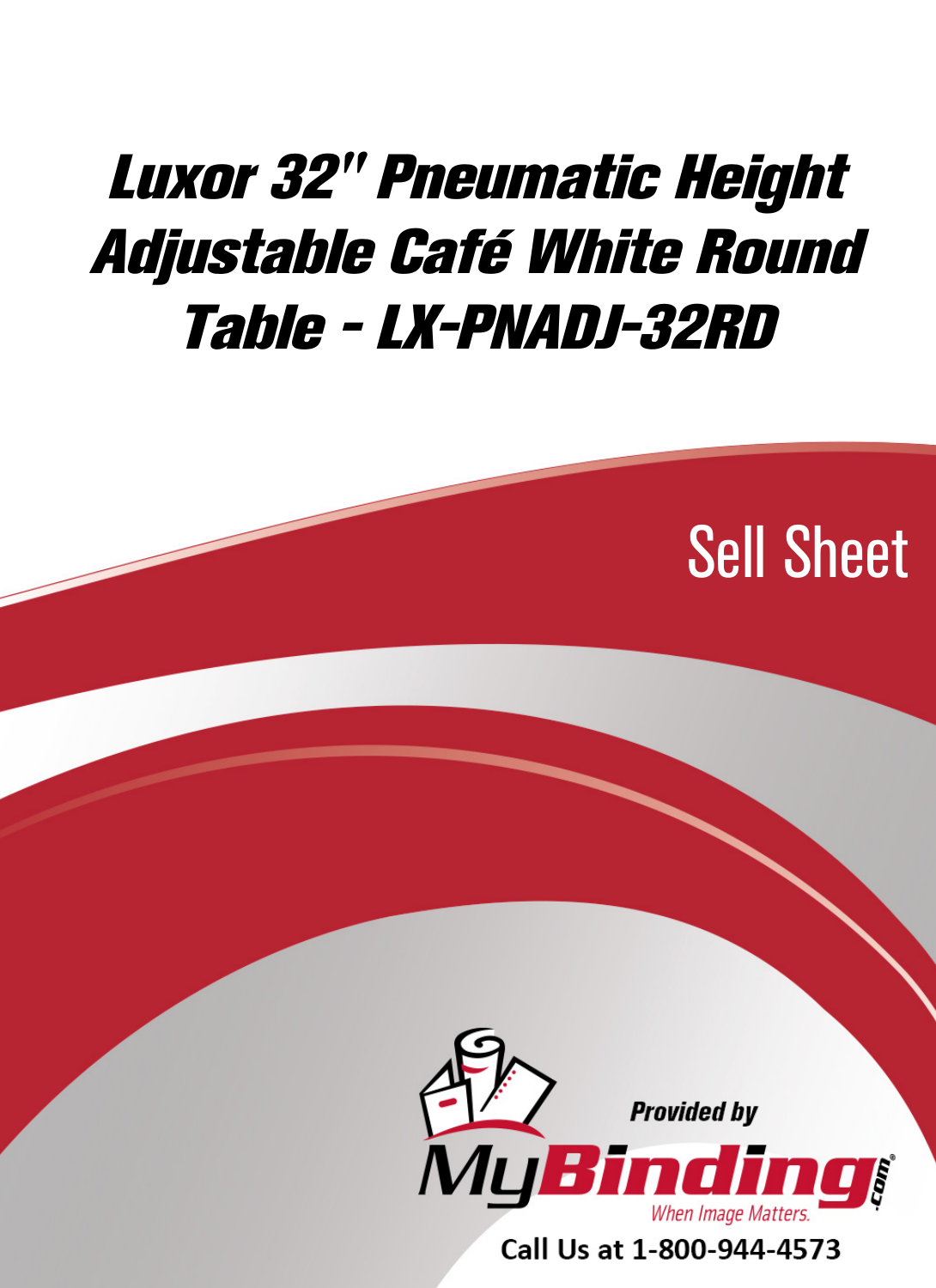# Luxor 32" Pneumatic Height Adjustable Café White Round Table - LX-PNADJ-32RD

Sell Sheet

Provided by

MyBinding.com

When Image Matters.

Call Us at 1-800-944-4573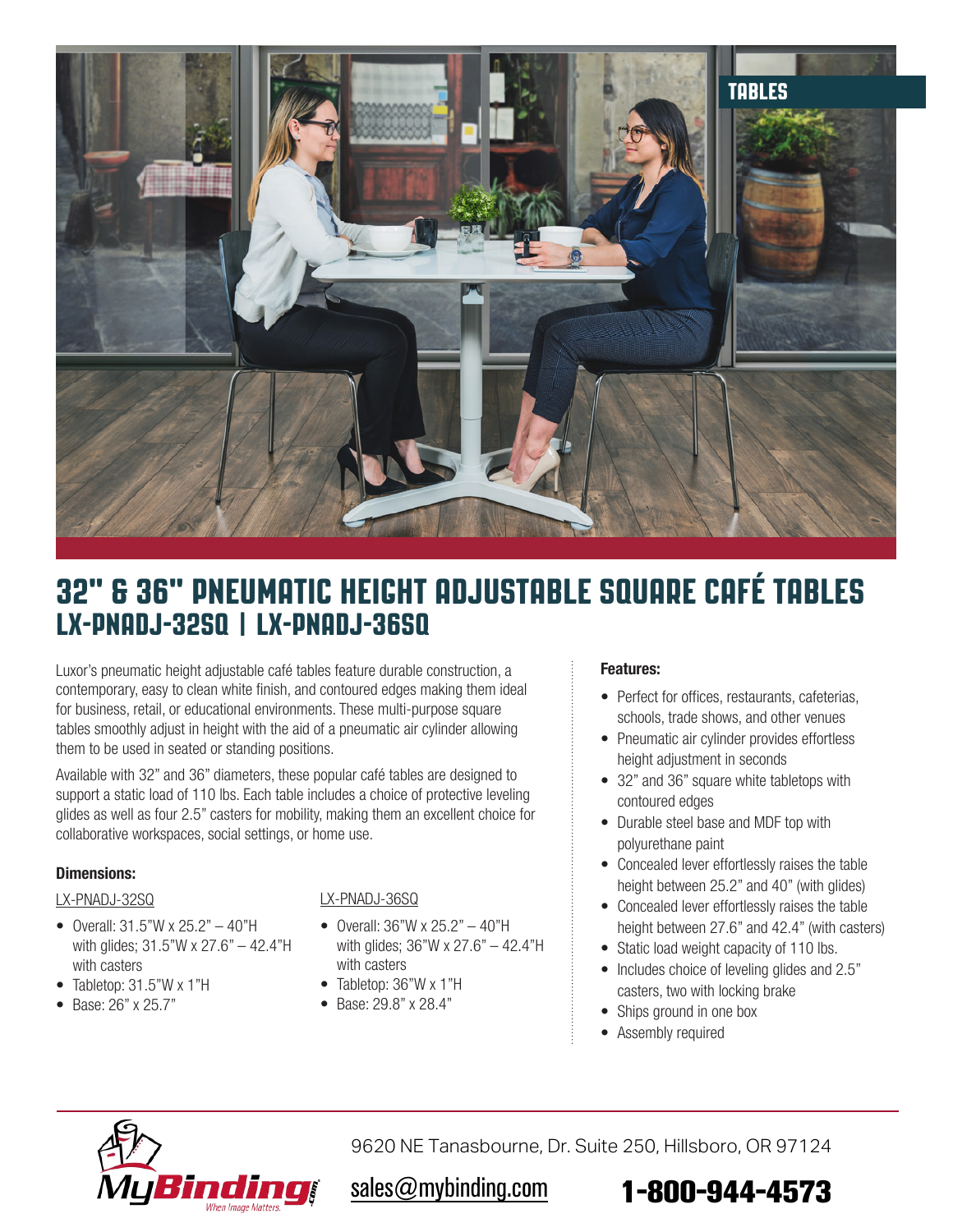TABLES

# 32" & 36" PNEUMATIC HEIGHT ADJUSTABLE SQUARE CAFÉ TABLES

## LX-PNADJ-32SQ | LX-PNADJ-36SQ

Luxor's pneumatic height adjustable café tables feature durable construction, a contemporary, easy to clean white finish, and contoured edges making them ideal for business, retail, or educational environments. These multi-purpose square tables smoothly adjust in height with the aid of a pneumatic air cylinder allowing them to be used in seated or standing positions.

Available with 32" and 36" diameters, these popular café tables are designed to support a static load of 110 lbs. Each table includes a choice of protective leveling glides as well as four 2.5" casters for mobility, making them an excellent choice for collaborative workspaces, social settings, or home use.

### Dimensions:

LX-PNADJ-32SQ

- Overall: 31.5"W x 25.2" – 40"H with glides; 31.5"W x 27.6" – 42.4"H with casters
- Tabletop: 31.5"W x 1"H
- Base: 26" x 25.7"

LX-PNADJ-36SQ

- Overall: 36"W x 25.2" – 40"H with glides; 36"W x 27.6" – 42.4"H with casters
- Tabletop: 36"W x 1"H
- Base: 29.8" x 28.4"

### Features:

- Perfect for offices, restaurants, cafeterias, schools, trade shows, and other venues
- Pneumatic air cylinder provides effortless height adjustment in seconds
- 32" and 36" square white tabletops with contoured edges
- Durable steel base and MDF top with polyurethane paint
- Concealed lever effortlessly raises the table height between 25.2" and 40" (with glides)
- Concealed lever effortlessly raises the table height between 27.6" and 42.4" (with casters)
- Static load weight capacity of 110 lbs.
- Includes choice of leveling glides and 2.5" casters, two with locking brake
- Ships ground in one box
- Assembly required

MyBinding.com — When Image Matters.

9620 NE Tanasbourne, Dr. Suite 250, Hillsboro, OR 97124

sales@mybinding.com

1-800-944-4573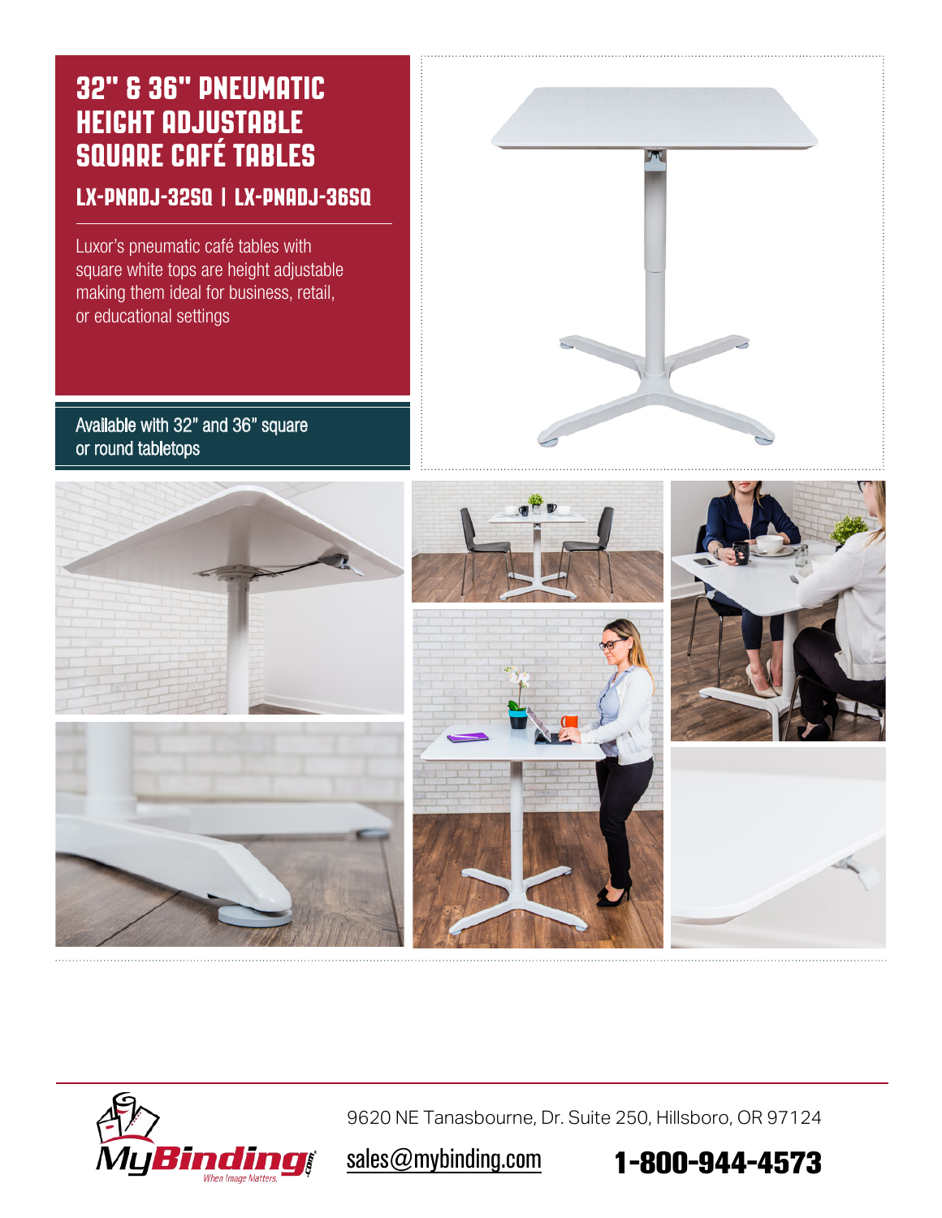# 32" & 36" PNEUMATIC HEIGHT ADJUSTABLE SQUARE CAFÉ TABLES

## LX-PNADJ-32SQ | LX-PNADJ-36SQ

Luxor's pneumatic café tables with square white tops are height adjustable making them ideal for business, retail, or educational settings

Available with 32" and 36" square or round tabletops

9620 NE Tanasbourne, Dr. Suite 250, Hillsboro, OR 97124

sales@mybinding.com

**1-800-944-4573**